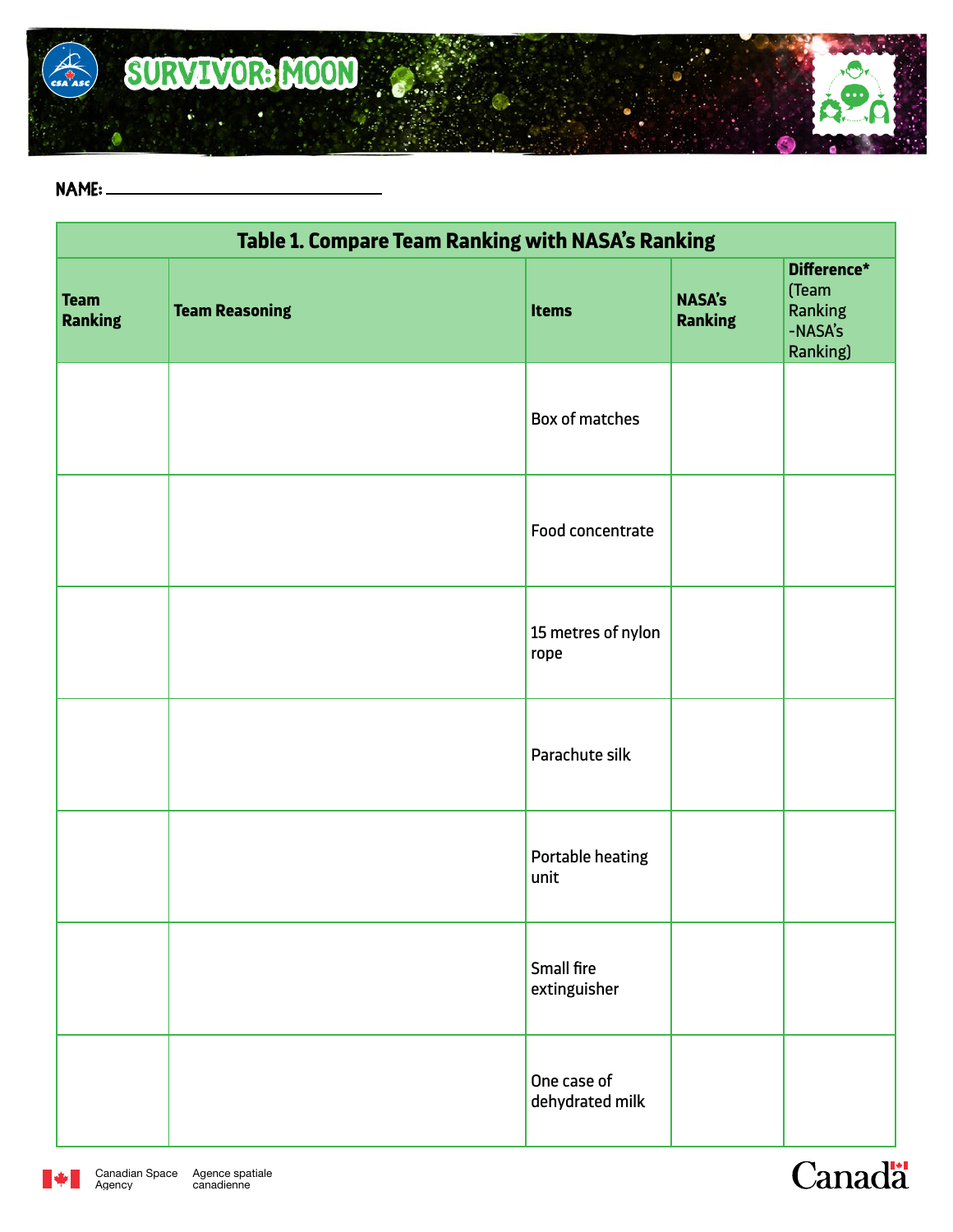# SURVIVOR: MOON

**NAME:** ______________________________

| Table 1. Compare Team Ranking with NASA's Ranking | | | | |
|---|---|---|---|---|
| **Team Ranking** | **Team Reasoning** | **Items** | **NASA's Ranking** | **Difference*** (Team Ranking -NASA's Ranking) |
| | | Box of matches | | |
| | | Food concentrate | | |
| | | 15 metres of nylon rope | | |
| | | Parachute silk | | |
| | | Portable heating unit | | |
| | | Small fire extinguisher | | |
| | | One case of dehydrated milk | | |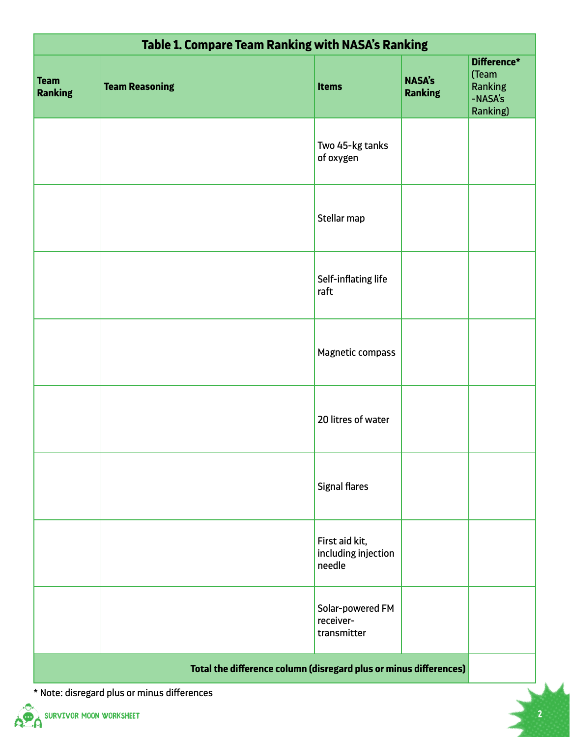| Table 1. Compare Team Ranking with NASA's Ranking | | | | |
|---|---|---|---|---|
| **Team Ranking** | **Team Reasoning** | **Items** | **NASA's Ranking** | **Difference*** (Team Ranking -NASA's Ranking) |
| | | Two 45-kg tanks of oxygen | | |
| | | Stellar map | | |
| | | Self-inflating life raft | | |
| | | Magnetic compass | | |
| | | 20 litres of water | | |
| | | Signal flares | | |
| | | First aid kit, including injection needle | | |
| | | Solar-powered FM receiver-transmitter | | |
| **Total the difference column (disregard plus or minus differences)** | | | | |

* Note: disregard plus or minus differences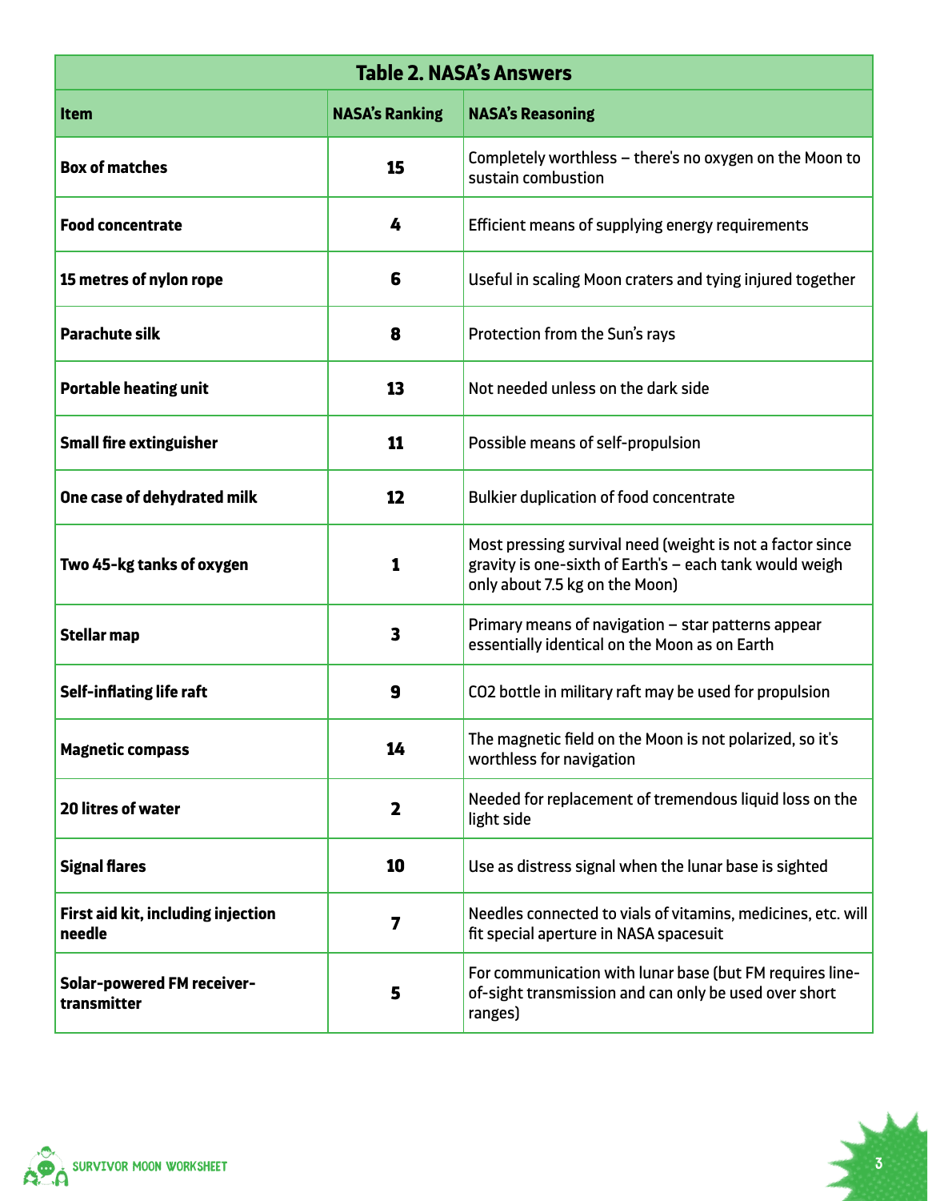| Table 2. NASA's Answers | | |
|---|---|---|
| **Item** | **NASA's Ranking** | **NASA's Reasoning** |
| **Box of matches** | **15** | Completely worthless – there's no oxygen on the Moon to sustain combustion |
| **Food concentrate** | **4** | Efficient means of supplying energy requirements |
| **15 metres of nylon rope** | **6** | Useful in scaling Moon craters and tying injured together |
| **Parachute silk** | **8** | Protection from the Sun's rays |
| **Portable heating unit** | **13** | Not needed unless on the dark side |
| **Small fire extinguisher** | **11** | Possible means of self-propulsion |
| **One case of dehydrated milk** | **12** | Bulkier duplication of food concentrate |
| **Two 45-kg tanks of oxygen** | **1** | Most pressing survival need (weight is not a factor since gravity is one-sixth of Earth's – each tank would weigh only about 7.5 kg on the Moon) |
| **Stellar map** | **3** | Primary means of navigation – star patterns appear essentially identical on the Moon as on Earth |
| **Self-inflating life raft** | **9** | $CO_2$ bottle in military raft may be used for propulsion |
| **Magnetic compass** | **14** | The magnetic field on the Moon is not polarized, so it's worthless for navigation |
| **20 litres of water** | **2** | Needed for replacement of tremendous liquid loss on the light side |
| **Signal flares** | **10** | Use as distress signal when the lunar base is sighted |
| **First aid kit, including injection needle** | **7** | Needles connected to vials of vitamins, medicines, etc. will fit special aperture in NASA spacesuit |
| **Solar-powered FM receiver-transmitter** | **5** | For communication with lunar base (but FM requires line-of-sight transmission and can only be used over short ranges) |